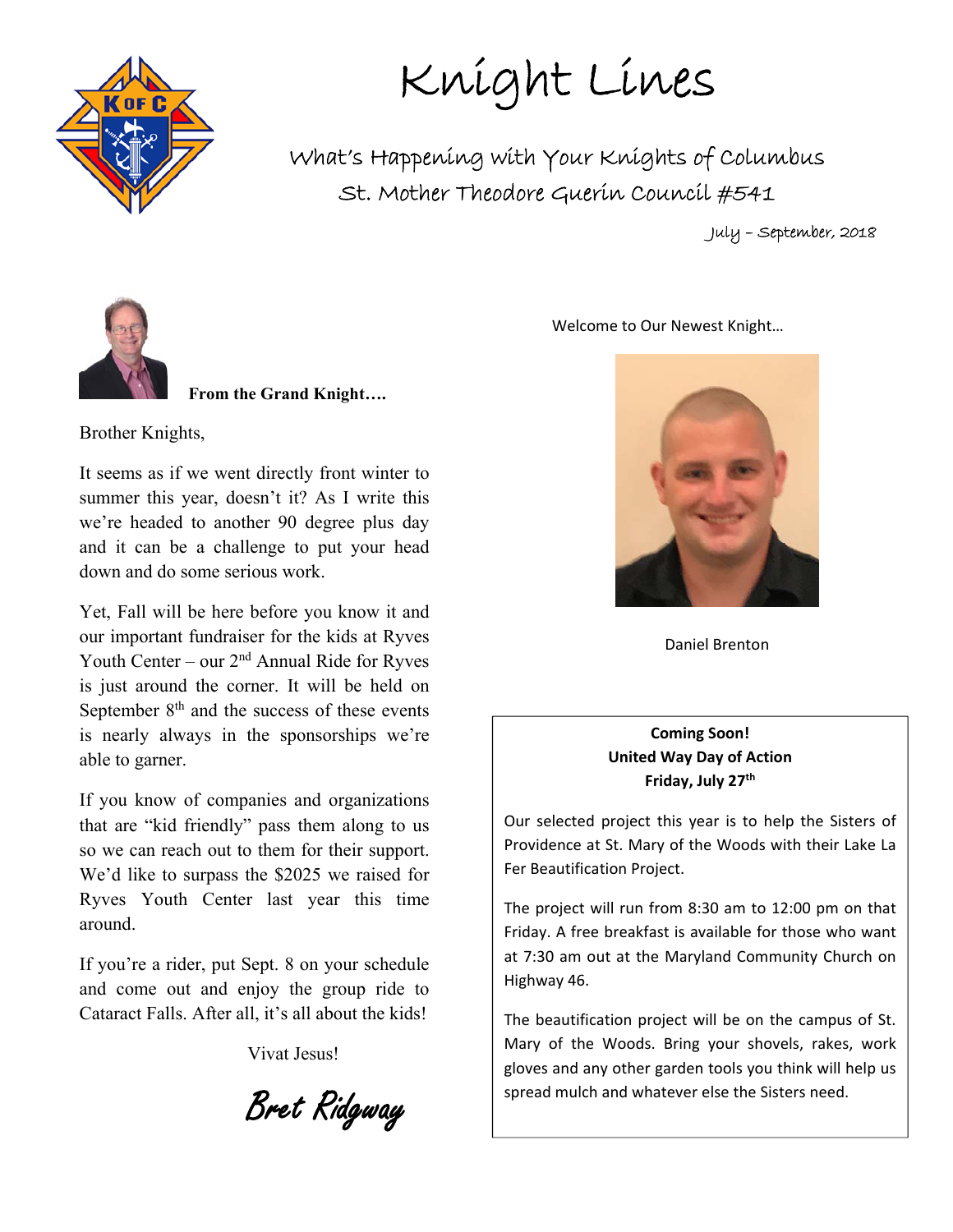# Knight Lines

## What's Happening with Your Knights of Columbus

### St. Mother Theodore Guerin Council #541

July – September, 2018

**From the Grand Knight….**

Brother Knights,

It seems as if we went directly front winter to summer this year, doesn't it? As I write this we're headed to another 90 degree plus day and it can be a challenge to put your head down and do some serious work.

Yet, Fall will be here before you know it and our important fundraiser for the kids at Ryves Youth Center – our 2nd Annual Ride for Ryves is just around the corner. It will be held on September 8th and the success of these events is nearly always in the sponsorships we're able to garner.

If you know of companies and organizations that are "kid friendly" pass them along to us so we can reach out to them for their support. We'd like to surpass the $2025 we raised for Ryves Youth Center last year this time around.

If you're a rider, put Sept. 8 on your schedule and come out and enjoy the group ride to Cataract Falls. After all, it's all about the kids!

Vivat Jesus!

*Bret Ridgway*

Welcome to Our Newest Knight…

Daniel Brenton

**Coming Soon!**
**United Way Day of Action**
**Friday, July 27th**

Our selected project this year is to help the Sisters of Providence at St. Mary of the Woods with their Lake La Fer Beautification Project.

The project will run from 8:30 am to 12:00 pm on that Friday. A free breakfast is available for those who want at 7:30 am out at the Maryland Community Church on Highway 46.

The beautification project will be on the campus of St. Mary of the Woods. Bring your shovels, rakes, work gloves and any other garden tools you think will help us spread mulch and whatever else the Sisters need.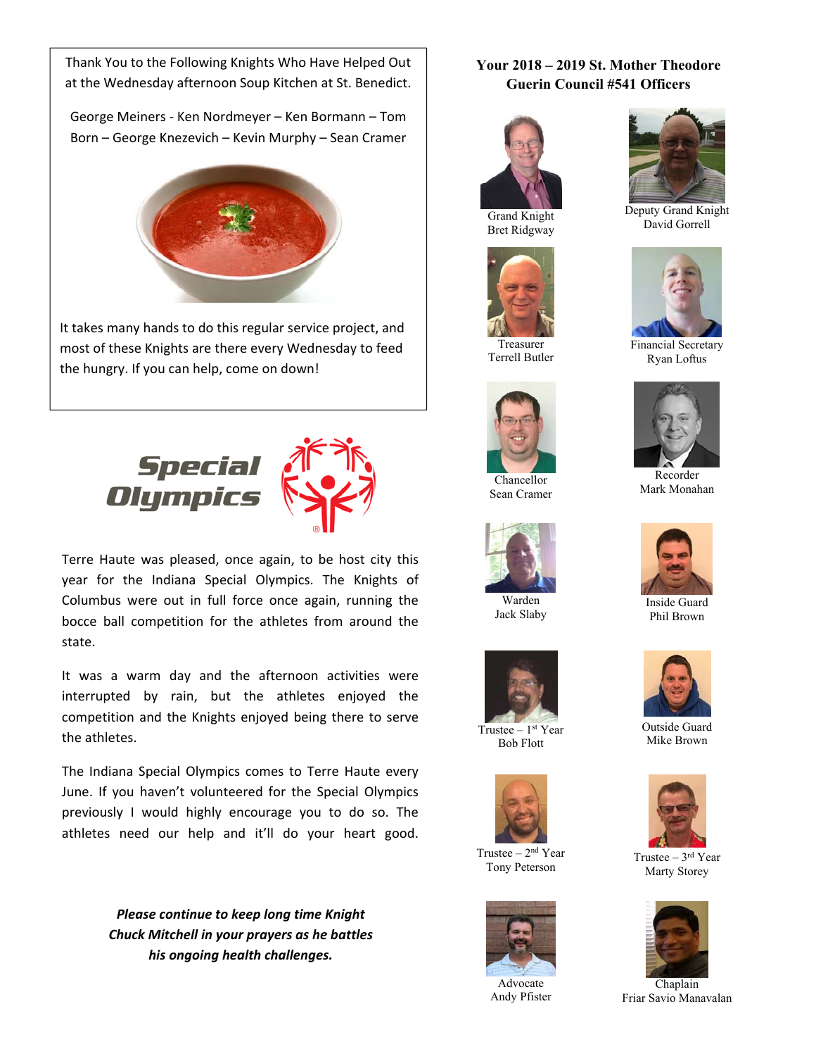Thank You to the Following Knights Who Have Helped Out at the Wednesday afternoon Soup Kitchen at St. Benedict.

George Meiners - Ken Nordmeyer – Ken Bormann – Tom Born – George Knezevich – Kevin Murphy – Sean Cramer

It takes many hands to do this regular service project, and most of these Knights are there every Wednesday to feed the hungry. If you can help, come on down!

Special Olympics

Terre Haute was pleased, once again, to be host city this year for the Indiana Special Olympics. The Knights of Columbus were out in full force once again, running the bocce ball competition for the athletes from around the state.

It was a warm day and the afternoon activities were interrupted by rain, but the athletes enjoyed the competition and the Knights enjoyed being there to serve the athletes.

The Indiana Special Olympics comes to Terre Haute every June. If you haven't volunteered for the Special Olympics previously I would highly encourage you to do so. The athletes need our help and it'll do your heart good.

***Please continue to keep long time Knight Chuck Mitchell in your prayers as he battles his ongoing health challenges.***

## Your 2018 – 2019 St. Mother Theodore Guerin Council #541 Officers

Grand Knight
Bret Ridgway

Deputy Grand Knight
David Gorrell

Treasurer
Terrell Butler

Financial Secretary
Ryan Loftus

Chancellor
Sean Cramer

Recorder
Mark Monahan

Warden
Jack Slaby

Inside Guard
Phil Brown

Trustee – 1st Year
Bob Flott

Outside Guard
Mike Brown

Trustee – 2nd Year
Tony Peterson

Trustee – 3rd Year
Marty Storey

Advocate
Andy Pfister

Chaplain
Friar Savio Manavalan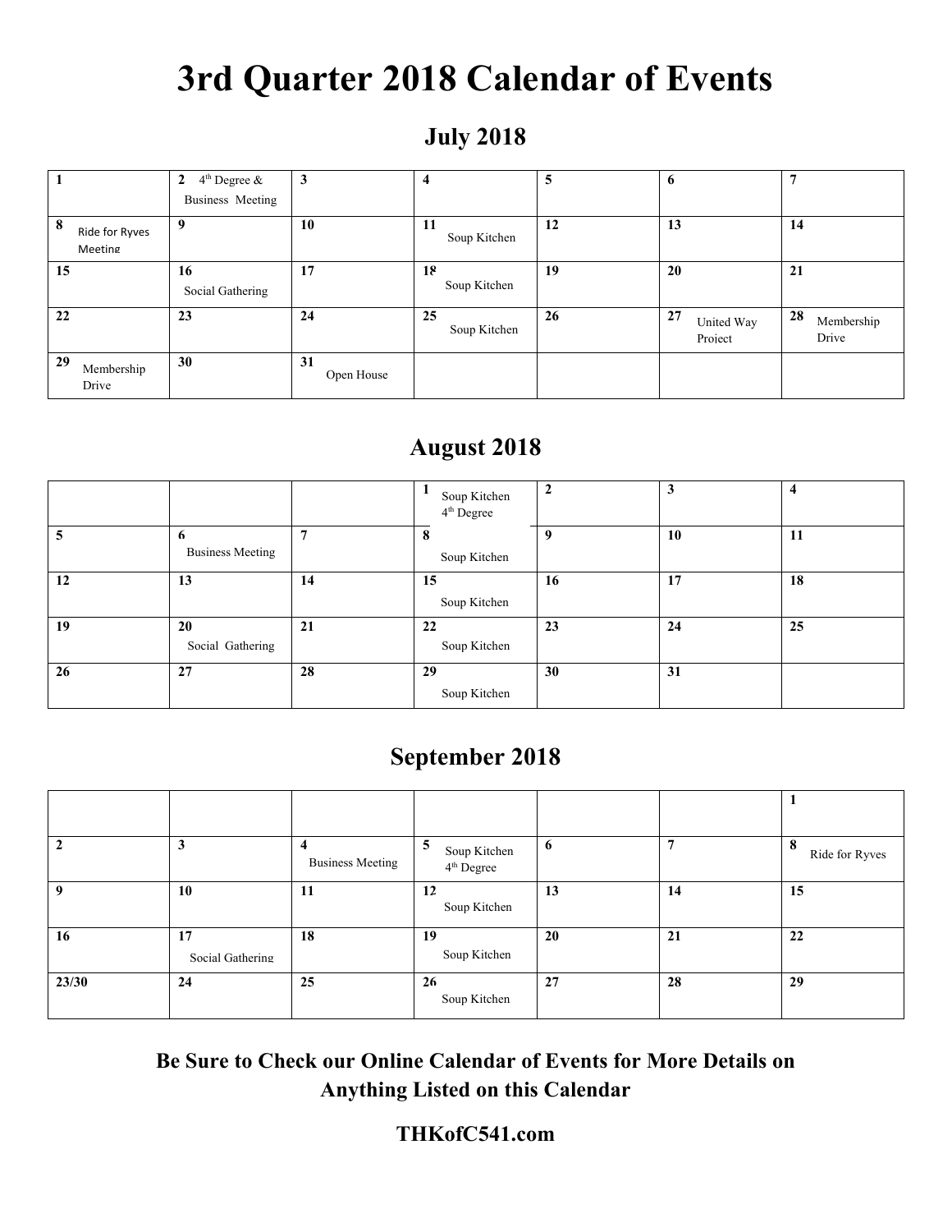# 3rd Quarter 2018 Calendar of Events

## July 2018

| | | | | | | |
|---|---|---|---|---|---|---|
| **1** | **2** 4th Degree & Business Meeting | **3** | **4** | **5** | **6** | **7** |
| **8** Ride for Ryves Meeting | **9** | **10** | **11** Soup Kitchen | **12** | **13** | **14** |
| **15** | **16** Social Gathering | **17** | **18** Soup Kitchen | **19** | **20** | **21** |
| **22** | **23** | **24** | **25** Soup Kitchen | **26** | **27** United Way Project | **28** Membership Drive |
| **29** Membership Drive | **30** | **31** Open House | | | | |

## August 2018

| | | | | | | |
|---|---|---|---|---|---|---|
| | | | **1** Soup Kitchen 4th Degree | **2** | **3** | **4** |
| **5** | **6** Business Meeting | **7** | **8** Soup Kitchen | **9** | **10** | **11** |
| **12** | **13** | **14** | **15** Soup Kitchen | **16** | **17** | **18** |
| **19** | **20** Social Gathering | **21** | **22** Soup Kitchen | **23** | **24** | **25** |
| **26** | **27** | **28** | **29** Soup Kitchen | **30** | **31** | |

## September 2018

| | | | | | | |
|---|---|---|---|---|---|---|
| | | | | | | **1** |
| **2** | **3** | **4** Business Meeting | **5** Soup Kitchen 4th Degree | **6** | **7** | **8** Ride for Ryves |
| **9** | **10** | **11** | **12** Soup Kitchen | **13** | **14** | **15** |
| **16** | **17** Social Gathering | **18** | **19** Soup Kitchen | **20** | **21** | **22** |
| **23/30** | **24** | **25** | **26** Soup Kitchen | **27** | **28** | **29** |

**Be Sure to Check our Online Calendar of Events for More Details on Anything Listed on this Calendar**

**THKofC541.com**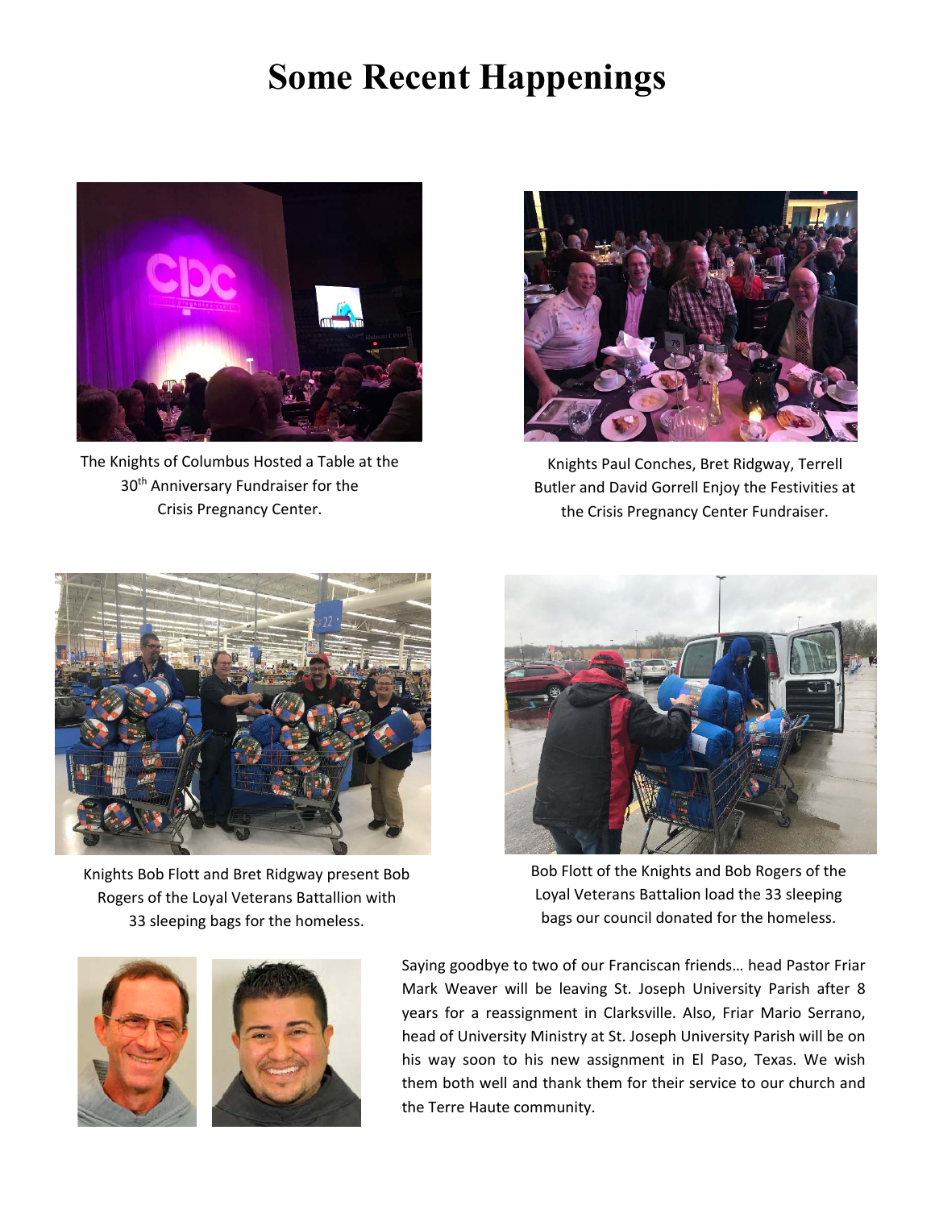# Some Recent Happenings

The Knights of Columbus Hosted a Table at the 30th Anniversary Fundraiser for the Crisis Pregnancy Center.

Knights Paul Conches, Bret Ridgway, Terrell Butler and David Gorrell Enjoy the Festivities at the Crisis Pregnancy Center Fundraiser.

Knights Bob Flott and Bret Ridgway present Bob Rogers of the Loyal Veterans Battallion with 33 sleeping bags for the homeless.

Bob Flott of the Knights and Bob Rogers of the Loyal Veterans Battalion load the 33 sleeping bags our council donated for the homeless.

Saying goodbye to two of our Franciscan friends… head Pastor Friar Mark Weaver will be leaving St. Joseph University Parish after 8 years for a reassignment in Clarksville. Also, Friar Mario Serrano, head of University Ministry at St. Joseph University Parish will be on his way soon to his new assignment in El Paso, Texas. We wish them both well and thank them for their service to our church and the Terre Haute community.